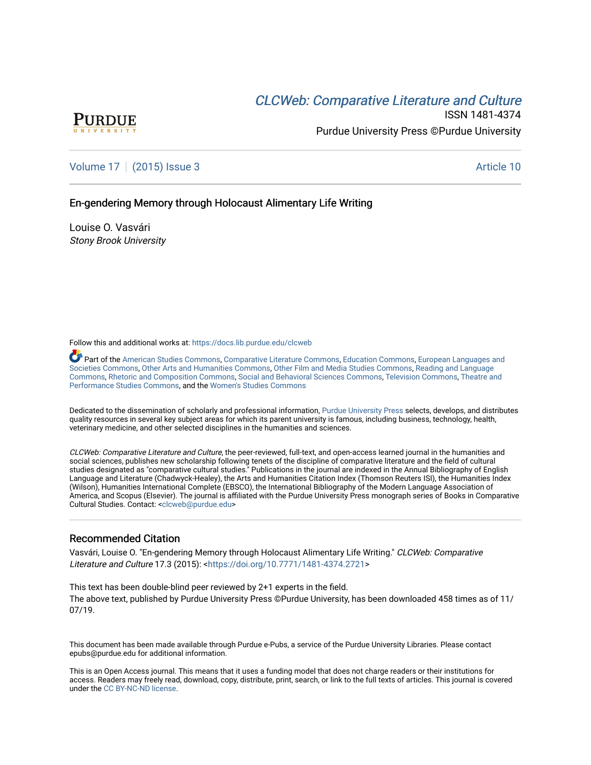CLCWeb: Comparative Literature and Culture

ISSN 1481-4374

Purdue University Press ©Purdue University

Volume 17 | (2015) Issue 3 | Article 10

# En-gendering Memory through Holocaust Alimentary Life Writing

Louise O. Vasvári
*Stony Brook University*

Follow this and additional works at: https://docs.lib.purdue.edu/clcweb

Part of the American Studies Commons, Comparative Literature Commons, Education Commons, European Languages and Societies Commons, Other Arts and Humanities Commons, Other Film and Media Studies Commons, Reading and Language Commons, Rhetoric and Composition Commons, Social and Behavioral Sciences Commons, Television Commons, Theatre and Performance Studies Commons, and the Women's Studies Commons

Dedicated to the dissemination of scholarly and professional information, Purdue University Press selects, develops, and distributes quality resources in several key subject areas for which its parent university is famous, including business, technology, health, veterinary medicine, and other selected disciplines in the humanities and sciences.

*CLCWeb: Comparative Literature and Culture*, the peer-reviewed, full-text, and open-access learned journal in the humanities and social sciences, publishes new scholarship following tenets of the discipline of comparative literature and the field of cultural studies designated as "comparative cultural studies." Publications in the journal are indexed in the Annual Bibliography of English Language and Literature (Chadwyck-Healey), the Arts and Humanities Citation Index (Thomson Reuters ISI), the Humanities Index (Wilson), Humanities International Complete (EBSCO), the International Bibliography of the Modern Language Association of America, and Scopus (Elsevier). The journal is affiliated with the Purdue University Press monograph series of Books in Comparative Cultural Studies. Contact: <clcweb@purdue.edu>

## Recommended Citation

Vasvári, Louise O. "En-gendering Memory through Holocaust Alimentary Life Writing." *CLCWeb: Comparative Literature and Culture* 17.3 (2015): <https://doi.org/10.7771/1481-4374.2721>

This text has been double-blind peer reviewed by 2+1 experts in the field.
The above text, published by Purdue University Press ©Purdue University, has been downloaded 458 times as of 11/07/19.

This document has been made available through Purdue e-Pubs, a service of the Purdue University Libraries. Please contact epubs@purdue.edu for additional information.

This is an Open Access journal. This means that it uses a funding model that does not charge readers or their institutions for access. Readers may freely read, download, copy, distribute, print, search, or link to the full texts of articles. This journal is covered under the CC BY-NC-ND license.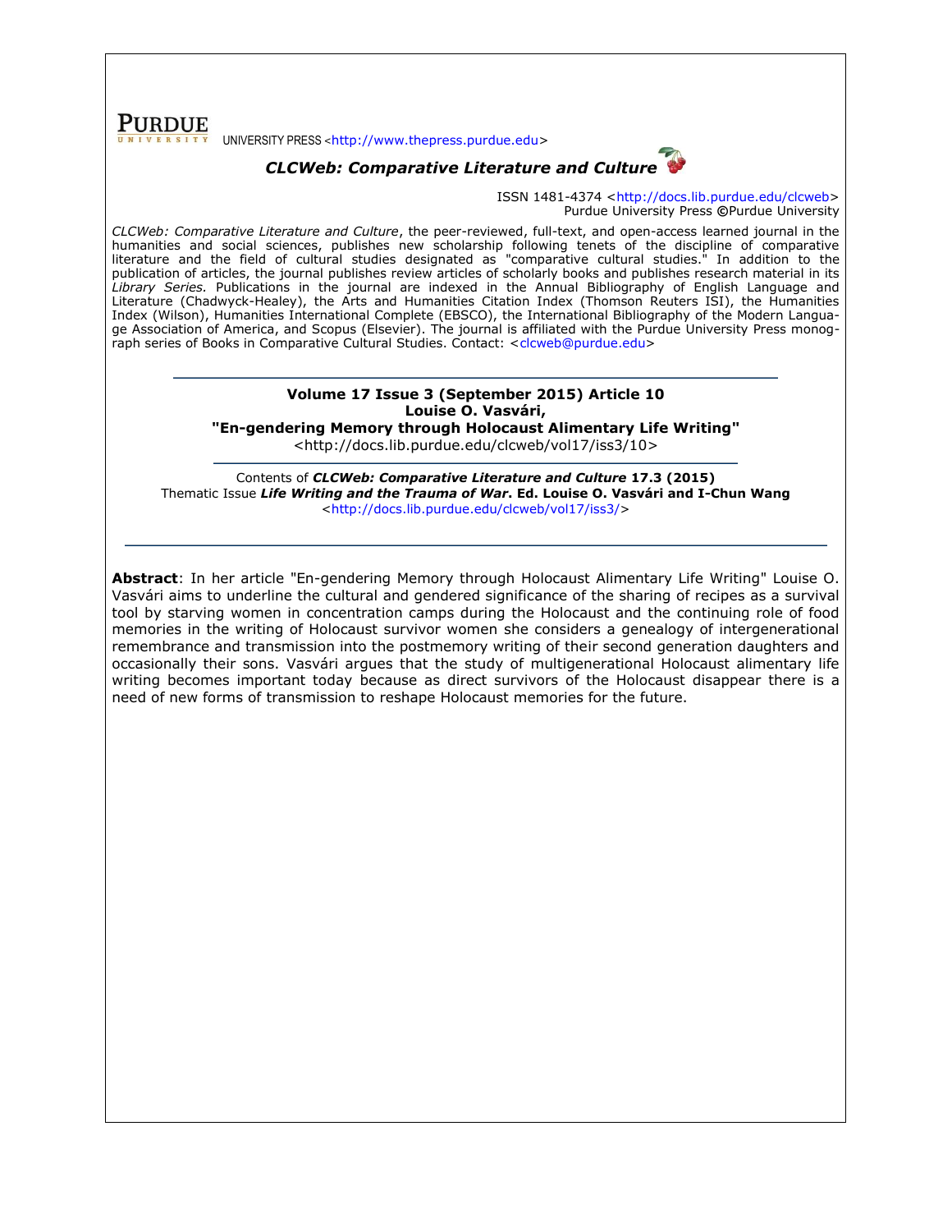UNIVERSITY PRESS <http://www.thepress.purdue.edu>

***CLCWeb: Comparative Literature and Culture***

ISSN 1481-4374 <http://docs.lib.purdue.edu/clcweb>
Purdue University Press ©Purdue University

*CLCWeb: Comparative Literature and Culture*, the peer-reviewed, full-text, and open-access learned journal in the humanities and social sciences, publishes new scholarship following tenets of the discipline of comparative literature and the field of cultural studies designated as "comparative cultural studies." In addition to the publication of articles, the journal publishes review articles of scholarly books and publishes research material in its *Library Series.* Publications in the journal are indexed in the Annual Bibliography of English Language and Literature (Chadwyck-Healey), the Arts and Humanities Citation Index (Thomson Reuters ISI), the Humanities Index (Wilson), Humanities International Complete (EBSCO), the International Bibliography of the Modern Language Association of America, and Scopus (Elsevier). The journal is affiliated with the Purdue University Press monograph series of Books in Comparative Cultural Studies. Contact: <clcweb@purdue.edu>

**Volume 17 Issue 3 (September 2015) Article 10**
**Louise O. Vasvári,**
**"En-gendering Memory through Holocaust Alimentary Life Writing"**
<http://docs.lib.purdue.edu/clcweb/vol17/iss3/10>

Contents of ***CLCWeb: Comparative Literature and Culture* 17.3 (2015)**
Thematic Issue ***Life Writing and the Trauma of War*. Ed. Louise O. Vasvári and I-Chun Wang**
<http://docs.lib.purdue.edu/clcweb/vol17/iss3/>

**Abstract**: In her article "En-gendering Memory through Holocaust Alimentary Life Writing" Louise O. Vasvári aims to underline the cultural and gendered significance of the sharing of recipes as a survival tool by starving women in concentration camps during the Holocaust and the continuing role of food memories in the writing of Holocaust survivor women she considers a genealogy of intergenerational remembrance and transmission into the postmemory writing of their second generation daughters and occasionally their sons. Vasvári argues that the study of multigenerational Holocaust alimentary life writing becomes important today because as direct survivors of the Holocaust disappear there is a need of new forms of transmission to reshape Holocaust memories for the future.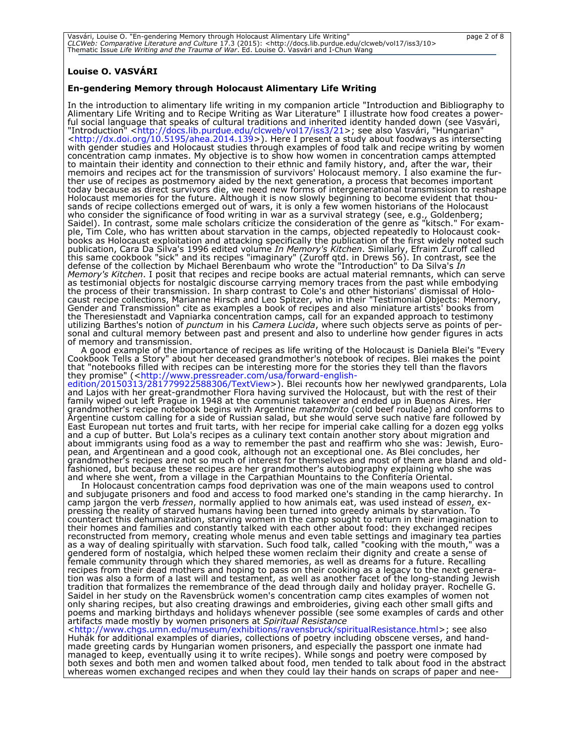**Louise O. VASVÁRI**

**En-gendering Memory through Holocaust Alimentary Life Writing**

In the introduction to alimentary life writing in my companion article "Introduction and Bibliography to Alimentary Life Writing and to Recipe Writing as War Literature" I illustrate how food creates a powerful social language that speaks of cultural traditions and inherited identity handed down (see Vasvári, "Introduction" <http://docs.lib.purdue.edu/clcweb/vol17/iss3/21>; see also Vasvári, "Hungarian" <http://dx.doi.org/10.5195/ahea.2014.139>). Here I present a study about foodways as intersecting with gender studies and Holocaust studies through examples of food talk and recipe writing by women concentration camp inmates. My objective is to show how women in concentration camps attempted to maintain their identity and connection to their ethnic and family history, and, after the war, their memoirs and recipes act for the transmission of survivors' Holocaust memory. I also examine the further use of recipes as postmemory aided by the next generation, a process that becomes important today because as direct survivors die, we need new forms of intergenerational transmission to reshape Holocaust memories for the future. Although it is now slowly beginning to become evident that thousands of recipe collections emerged out of wars, it is only a few women historians of the Holocaust who consider the significance of food writing in war as a survival strategy (see, e.g., Goldenberg; Saidel). In contrast, some male scholars criticize the consideration of the genre as "kitsch." For example, Tim Cole, who has written about starvation in the camps, objected repeatedly to Holocaust cookbooks as Holocaust exploitation and attacking specifically the publication of the first widely noted such publication, Cara Da Silva's 1996 edited volume *In Memory's Kitchen*. Similarly, Efraim Zuroff called this same cookbook "sick" and its recipes "imaginary" (Zuroff qtd. in Drews 56). In contrast, see the defense of the collection by Michael Berenbaum who wrote the "Introduction" to Da Silva's *In Memory's Kitchen*. I posit that recipes and recipe books are actual material remnants, which can serve as testimonial objects for nostalgic discourse carrying memory traces from the past while embodying the process of their transmission. In sharp contrast to Cole's and other historians' dismissal of Holocaust recipe collections, Marianne Hirsch and Leo Spitzer, who in their "Testimonial Objects: Memory, Gender and Transmission" cite as examples a book of recipes and also miniature artists' books from the Theresienstadt and Vapniarka concentration camps, call for an expanded approach to testimony utilizing Barthes's notion of *punctum* in his *Camera Lucida*, where such objects serve as points of personal and cultural memory between past and present and also to underline how gender figures in acts of memory and transmission.

A good example of the importance of recipes as life writing of the Holocaust is Daniela Blei's "Every Cookbook Tells a Story" about her deceased grandmother's notebook of recipes. Blei makes the point that "notebooks filled with recipes can be interesting more for the stories they tell than the flavors they promise" (<http://www.pressreader.com/usa/forward-english-edition/20150313/281779922588306/TextView>). Blei recounts how her newlywed grandparents, Lola and Lajos with her great-grandmother Flora having survived the Holocaust, but with the rest of their family wiped out left Prague in 1948 at the communist takeover and ended up in Buenos Aires. Her grandmother's recipe notebook begins with Argentine *matambrito* (cold beef roulade) and conforms to Argentine custom calling for a side of Russian salad, but she would serve such native fare followed by East European nut tortes and fruit tarts, with her recipe for imperial cake calling for a dozen egg yolks and a cup of butter. But Lola's recipes as a culinary text contain another story about migration and about immigrants using food as a way to remember the past and reaffirm who she was: Jewish, European, and Argentinean and a good cook, although not an exceptional one. As Blei concludes, her grandmother's recipes are not so much of interest for themselves and most of them are bland and old-fashioned, but because these recipes are her grandmother's autobiography explaining who she was and where she went, from a village in the Carpathian Mountains to the Confitería Oriental.

In Holocaust concentration camps food deprivation was one of the main weapons used to control and subjugate prisoners and food and access to food marked one's standing in the camp hierarchy. In camp jargon the verb *fressen*, normally applied to how animals eat, was used instead of *essen*, expressing the reality of starved humans having been turned into greedy animals by starvation. To counteract this dehumanization, starving women in the camp sought to return in their imagination to their homes and families and constantly talked with each other about food: they exchanged recipes reconstructed from memory, creating whole menus and even table settings and imaginary tea parties as a way of dealing spiritually with starvation. Such food talk, called "cooking with the mouth," was a gendered form of nostalgia, which helped these women reclaim their dignity and create a sense of female community through which they shared memories, as well as dreams for a future. Recalling recipes from their dead mothers and hoping to pass on their cooking as a legacy to the next generation was also a form of a last will and testament, as well as another facet of the long-standing Jewish tradition that formalizes the remembrance of the dead through daily and holiday prayer. Rochelle G. Saidel in her study on the Ravensbrück women's concentration camp cites examples of women not only sharing recipes, but also creating drawings and embroideries, giving each other small gifts and poems and marking birthdays and holidays whenever possible (see some examples of cards and other artifacts made mostly by women prisoners at *Spiritual Resistance* <http://www.chgs.umn.edu/museum/exhibitions/ravensbruck/spiritualResistance.html>; see also Huhák for additional examples of diaries, collections of poetry including obscene verses, and handmade greeting cards by Hungarian women prisoners, and especially the passport one inmate had managed to keep, eventually using it to write recipes). While songs and poetry were composed by both sexes and both men and women talked about food, men tended to talk about food in the abstract whereas women exchanged recipes and when they could lay their hands on scraps of paper and nee-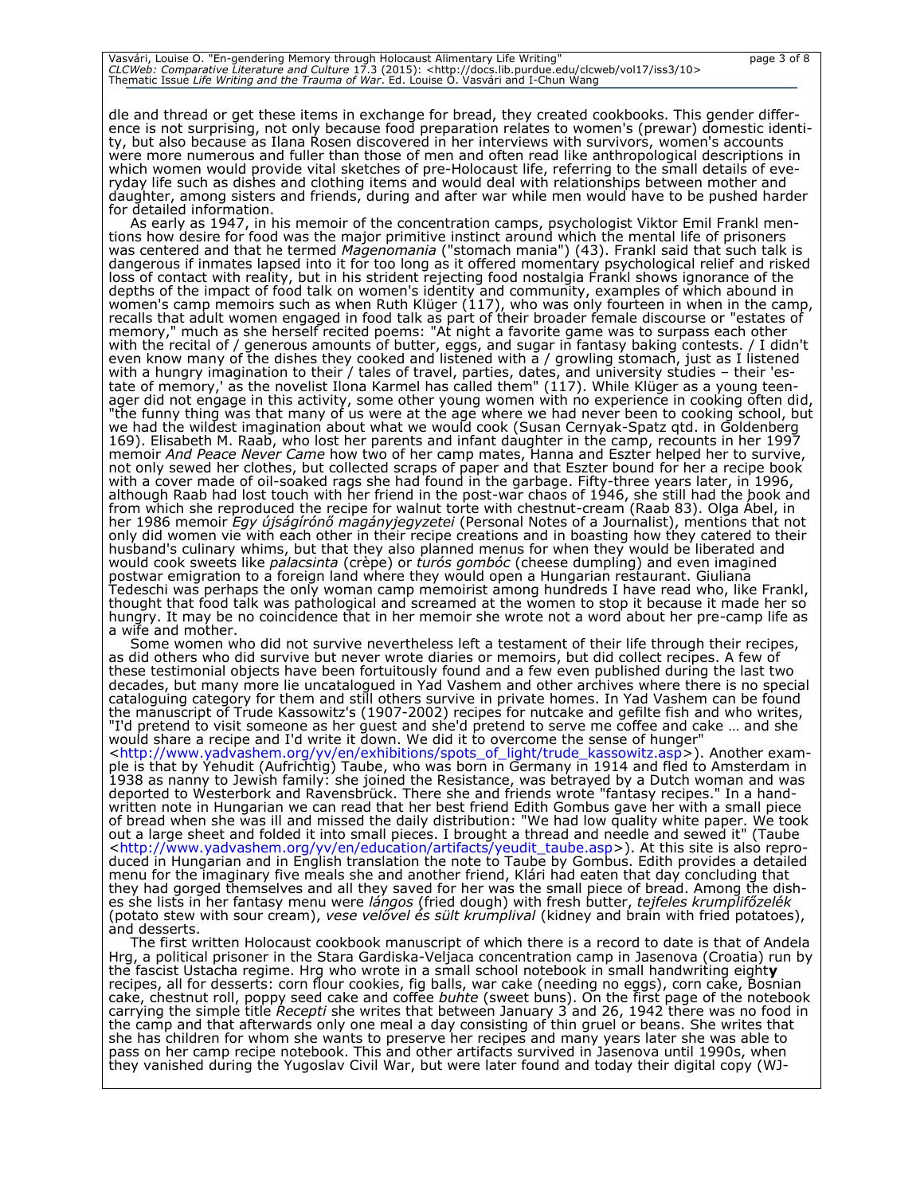dle and thread or get these items in exchange for bread, they created cookbooks. This gender difference is not surprising, not only because food preparation relates to women's (prewar) domestic identity, but also because as Ilana Rosen discovered in her interviews with survivors, women's accounts were more numerous and fuller than those of men and often read like anthropological descriptions in which women would provide vital sketches of pre-Holocaust life, referring to the small details of everyday life such as dishes and clothing items and would deal with relationships between mother and daughter, among sisters and friends, during and after war while men would have to be pushed harder for detailed information.

As early as 1947, in his memoir of the concentration camps, psychologist Viktor Emil Frankl mentions how desire for food was the major primitive instinct around which the mental life of prisoners was centered and that he termed *Magenomania* ("stomach mania") (43). Frankl said that such talk is dangerous if inmates lapsed into it for too long as it offered momentary psychological relief and risked loss of contact with reality, but in his strident rejecting food nostalgia Frankl shows ignorance of the depths of the impact of food talk on women's identity and community, examples of which abound in women's camp memoirs such as when Ruth Klüger (117), who was only fourteen in when in the camp, recalls that adult women engaged in food talk as part of their broader female discourse or "estates of memory," much as she herself recited poems: "At night a favorite game was to surpass each other with the recital of / generous amounts of butter, eggs, and sugar in fantasy baking contests. / I didn't even know many of the dishes they cooked and listened with a / growling stomach, just as I listened with a hungry imagination to their / tales of travel, parties, dates, and university studies – their 'estate of memory,' as the novelist Ilona Karmel has called them" (117). While Klüger as a young teenager did not engage in this activity, some other young women with no experience in cooking often did, "the funny thing was that many of us were at the age where we had never been to cooking school, but we had the wildest imagination about what we would cook (Susan Cernyak-Spatz qtd. in Goldenberg 169). Elisabeth M. Raab, who lost her parents and infant daughter in the camp, recounts in her 1997 memoir *And Peace Never Came* how two of her camp mates, Hanna and Eszter helped her to survive, not only sewed her clothes, but collected scraps of paper and that Eszter bound for her a recipe book with a cover made of oil-soaked rags she had found in the garbage. Fifty-three years later, in 1996, although Raab had lost touch with her friend in the post-war chaos of 1946, she still had the book and from which she reproduced the recipe for walnut torte with chestnut-cream (Raab 83). Olga Ábel, in her 1986 memoir *Egy újságírónő magányjegyzetei* (Personal Notes of a Journalist), mentions that not only did women vie with each other in their recipe creations and in boasting how they catered to their husband's culinary whims, but that they also planned menus for when they would be liberated and would cook sweets like *palacsinta* (crèpe) or *túrós gombóc* (cheese dumpling) and even imagined postwar emigration to a foreign land where they would open a Hungarian restaurant. Giuliana Tedeschi was perhaps the only woman camp memoirist among hundreds I have read who, like Frankl, thought that food talk was pathological and screamed at the women to stop it because it made her so hungry. It may be no coincidence that in her memoir she wrote not a word about her pre-camp life as a wife and mother.

Some women who did not survive nevertheless left a testament of their life through their recipes, as did others who did survive but never wrote diaries or memoirs, but did collect recipes. A few of these testimonial objects have been fortuitously found and a few even published during the last two decades, but many more lie uncatalogued in Yad Vashem and other archives where there is no special cataloguing category for them and still others survive in private homes. In Yad Vashem can be found the manuscript of Trude Kassowitz's (1907-2002) recipes for nutcake and gefilte fish and who writes, "I'd pretend to visit someone as her guest and she'd pretend to serve me coffee and cake … and she would share a recipe and I'd write it down. We did it to overcome the sense of hunger" <http://www.yadvashem.org/yv/en/exhibitions/spots_of_light/trude_kassowitz.asp>). Another example is that by Yehudit (Aufrichtig) Taube, who was born in Germany in 1914 and fled to Amsterdam in 1938 as nanny to Jewish family: she joined the Resistance, was betrayed by a Dutch woman and was deported to Westerbork and Ravensbrück. There she and friends wrote "fantasy recipes." In a handwritten note in Hungarian we can read that her best friend Edith Gombus gave her with a small piece of bread when she was ill and missed the daily distribution: "We had low quality white paper. We took out a large sheet and folded it into small pieces. I brought a thread and needle and sewed it" (Taube <http://www.yadvashem.org/yv/en/education/artifacts/yeudit_taube.asp>). At this site is also reproduced in Hungarian and in English translation the note to Taube by Gombus. Edith provides a detailed menu for the imaginary five meals she and another friend, Klári had eaten that day concluding that they had gorged themselves and all they saved for her was the small piece of bread. Among the dishes she lists in her fantasy menu were *lángos* (fried dough) with fresh butter, *tejfeles krumplifőzelék* (potato stew with sour cream), *vese velővel és sült krumplival* (kidney and brain with fried potatoes), and desserts.

The first written Holocaust cookbook manuscript of which there is a record to date is that of Andela Hrg, a political prisoner in the Stara Gardiska-Veljaca concentration camp in Jasenova (Croatia) run by the fascist Ustacha regime. Hrg who wrote in a small school notebook in small handwriting eighty recipes, all for desserts: corn flour cookies, fig balls, war cake (needing no eggs), corn cake, Bosnian cake, chestnut roll, poppy seed cake and coffee *buhte* (sweet buns). On the first page of the notebook carrying the simple title *Recepti* she writes that between January 3 and 26, 1942 there was no food in the camp and that afterwards only one meal a day consisting of thin gruel or beans. She writes that she has children for whom she wants to preserve her recipes and many years later she was able to pass on her camp recipe notebook. This and other artifacts survived in Jasenova until 1990s, when they vanished during the Yugoslav Civil War, but were later found and today their digital copy (WJ-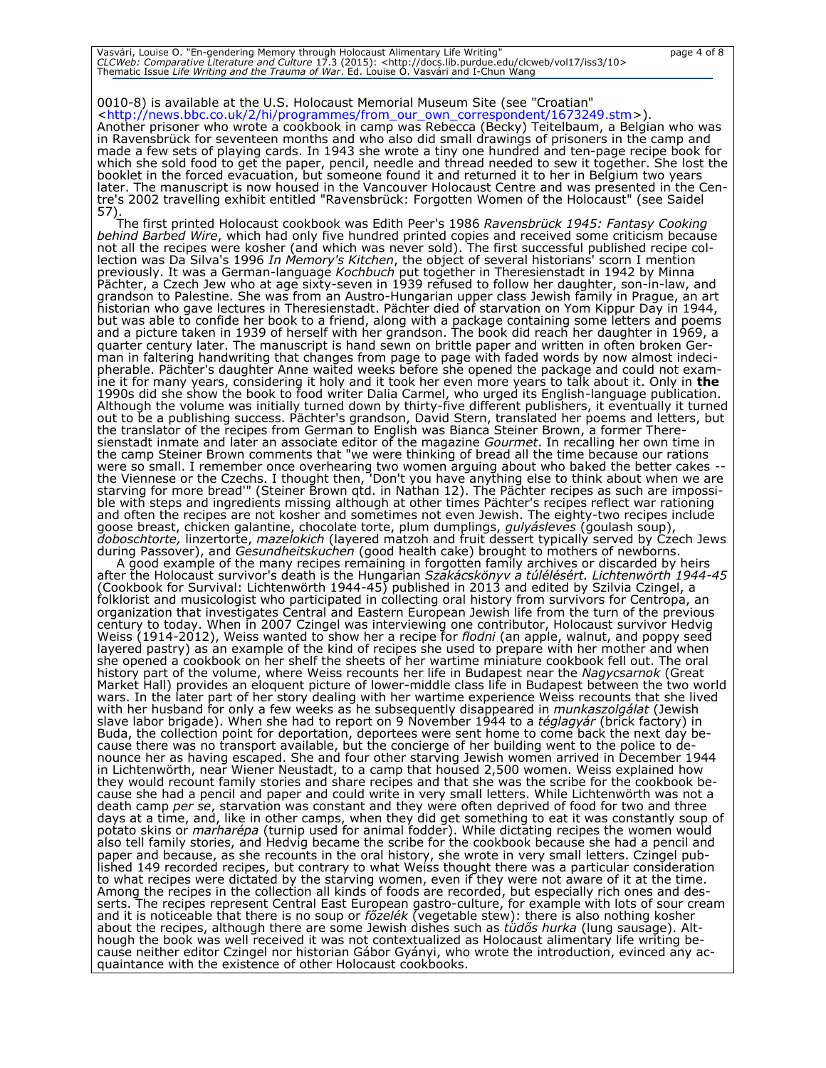0010-8) is available at the U.S. Holocaust Memorial Museum Site (see "Croatian" <http://news.bbc.co.uk/2/hi/programmes/from_our_own_correspondent/1673249.stm>). Another prisoner who wrote a cookbook in camp was Rebecca (Becky) Teitelbaum, a Belgian who was in Ravensbrück for seventeen months and who also did small drawings of prisoners in the camp and made a few sets of playing cards. In 1943 she wrote a tiny one hundred and ten-page recipe book for which she sold food to get the paper, pencil, needle and thread needed to sew it together. She lost the booklet in the forced evacuation, but someone found it and returned it to her in Belgium two years later. The manuscript is now housed in the Vancouver Holocaust Centre and was presented in the Centre's 2002 travelling exhibit entitled "Ravensbrück: Forgotten Women of the Holocaust" (see Saidel 57).

The first printed Holocaust cookbook was Edith Peer's 1986 *Ravensbrück 1945: Fantasy Cooking behind Barbed Wire*, which had only five hundred printed copies and received some criticism because not all the recipes were kosher (and which was never sold). The first successful published recipe collection was Da Silva's 1996 *In Memory's Kitchen*, the object of several historians' scorn I mention previously. It was a German-language *Kochbuch* put together in Theresienstadt in 1942 by Minna Pächter, a Czech Jew who at age sixty-seven in 1939 refused to follow her daughter, son-in-law, and grandson to Palestine. She was from an Austro-Hungarian upper class Jewish family in Prague, an art historian who gave lectures in Theresienstadt. Pächter died of starvation on Yom Kippur Day in 1944, but was able to confide her book to a friend, along with a package containing some letters and poems and a picture taken in 1939 of herself with her grandson. The book did reach her daughter in 1969, a quarter century later. The manuscript is hand sewn on brittle paper and written in often broken German in faltering handwriting that changes from page to page with faded words by now almost indecipherable. Pächter's daughter Anne waited weeks before she opened the package and could not examine it for many years, considering it holy and it took her even more years to talk about it. Only in **the** 1990s did she show the book to food writer Dalia Carmel, who urged its English-language publication. Although the volume was initially turned down by thirty-five different publishers, it eventually it turned out to be a publishing success. Pächter's grandson, David Stern, translated her poems and letters, but the translator of the recipes from German to English was Bianca Steiner Brown, a former Theresienstadt inmate and later an associate editor of the magazine *Gourmet*. In recalling her own time in the camp Steiner Brown comments that "we were thinking of bread all the time because our rations were so small. I remember once overhearing two women arguing about who baked the better cakes -- the Viennese or the Czechs. I thought then, 'Don't you have anything else to think about when we are starving for more bread'" (Steiner Brown qtd. in Nathan 12). The Pächter recipes as such are impossible with steps and ingredients missing although at other times Pächter's recipes reflect war rationing and often the recipes are not kosher and sometimes not even Jewish. The eighty-two recipes include goose breast, chicken galantine, chocolate torte, plum dumplings, *gulyásleves* (goulash soup), *doboschtorte,* linzertorte, *mazelokich* (layered matzoh and fruit dessert typically served by Czech Jews during Passover), and *Gesundheitskuchen* (good health cake) brought to mothers of newborns.

A good example of the many recipes remaining in forgotten family archives or discarded by heirs after the Holocaust survivor's death is the Hungarian *Szakácskönyv a túlélésért. Lichtenwörth 1944-45* (Cookbook for Survival: Lichtenwörth 1944-45) published in 2013 and edited by Szilvia Czingel, a folklorist and musicologist who participated in collecting oral history from survivors for Centropa, an organization that investigates Central and Eastern European Jewish life from the turn of the previous century to today. When in 2007 Czingel was interviewing one contributor, Holocaust survivor Hedvig Weiss (1914-2012), Weiss wanted to show her a recipe for *flodni* (an apple, walnut, and poppy seed layered pastry) as an example of the kind of recipes she used to prepare with her mother and when she opened a cookbook on her shelf the sheets of her wartime miniature cookbook fell out. The oral history part of the volume, where Weiss recounts her life in Budapest near the *Nagycsarnok* (Great Market Hall) provides an eloquent picture of lower-middle class life in Budapest between the two world wars. In the later part of her story dealing with her wartime experience Weiss recounts that she lived with her husband for only a few weeks as he subsequently disappeared in *munkaszolgálat* (Jewish slave labor brigade). When she had to report on 9 November 1944 to a *téglagyár* (brick factory) in Buda, the collection point for deportation, deportees were sent home to come back the next day because there was no transport available, but the concierge of her building went to the police to denounce her as having escaped. She and four other starving Jewish women arrived in December 1944 in Lichtenwörth, near Wiener Neustadt, to a camp that housed 2,500 women. Weiss explained how they would recount family stories and share recipes and that she was the scribe for the cookbook because she had a pencil and paper and could write in very small letters. While Lichtenwörth was not a death camp *per se*, starvation was constant and they were often deprived of food for two and three days at a time, and, like in other camps, when they did get something to eat it was constantly soup of potato skins or *marharépa* (turnip used for animal fodder). While dictating recipes the women would also tell family stories, and Hedvig became the scribe for the cookbook because she had a pencil and paper and because, as she recounts in the oral history, she wrote in very small letters. Czingel published 149 recorded recipes, but contrary to what Weiss thought there was a particular consideration to what recipes were dictated by the starving women, even if they were not aware of it at the time. Among the recipes in the collection all kinds of foods are recorded, but especially rich ones and desserts. The recipes represent Central East European gastro-culture, for example with lots of sour cream and it is noticeable that there is no soup or *főzelék* (vegetable stew): there is also nothing kosher about the recipes, although there are some Jewish dishes such as *tüdős hurka* (lung sausage). Although the book was well received it was not contextualized as Holocaust alimentary life writing because neither editor Czingel nor historian Gábor Gyányi, who wrote the introduction, evinced any acquaintance with the existence of other Holocaust cookbooks.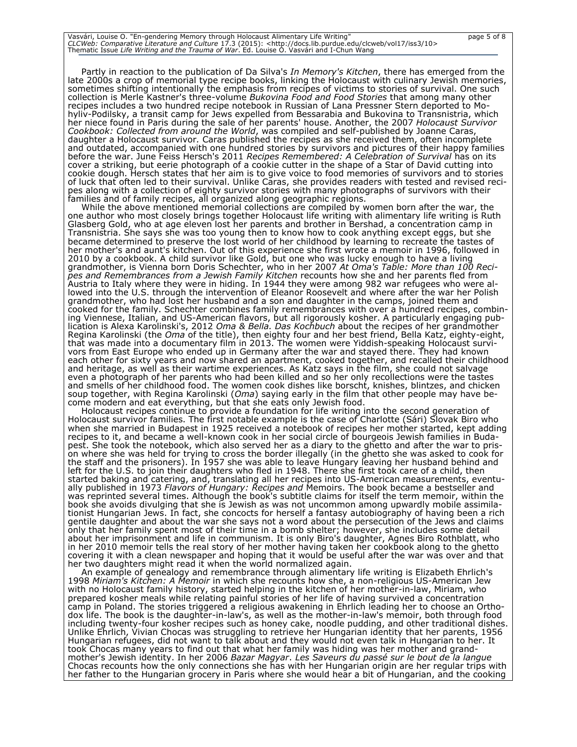Partly in reaction to the publication of Da Silva's *In Memory's Kitchen*, there has emerged from the late 2000s a crop of memorial type recipe books, linking the Holocaust with culinary Jewish memories, sometimes shifting intentionally the emphasis from recipes of victims to stories of survival. One such collection is Merle Kastner's three-volume *Bukovina Food and Food Stories* that among many other recipes includes a two hundred recipe notebook in Russian of Lana Pressner Stern deported to Mohyliv-Podilsky, a transit camp for Jews expelled from Bessarabia and Bukovina to Transnistria, which her niece found in Paris during the sale of her parents' house. Another, the 2007 *Holocaust Survivor Cookbook: Collected from around the World*, was compiled and self-published by Joanne Caras, daughter a Holocaust survivor. Caras published the recipes as she received them, often incomplete and outdated, accompanied with one hundred stories by survivors and pictures of their happy families before the war. June Feiss Hersch's 2011 *Recipes Remembered: A Celebration of Survival* has on its cover a striking, but eerie photograph of a cookie cutter in the shape of a Star of David cutting into cookie dough. Hersch states that her aim is to give voice to food memories of survivors and to stories of luck that often led to their survival. Unlike Caras, she provides readers with tested and revised recipes along with a collection of eighty survivor stories with many photographs of survivors with their families and of family recipes, all organized along geographic regions.

While the above mentioned memorial collections are compiled by women born after the war, the one author who most closely brings together Holocaust life writing with alimentary life writing is Ruth Glasberg Gold, who at age eleven lost her parents and brother in Bershad, a concentration camp in Transnistria. She says she was too young then to know how to cook anything except eggs, but she became determined to preserve the lost world of her childhood by learning to recreate the tastes of her mother's and aunt's kitchen. Out of this experience she first wrote a memoir in 1996, followed in 2010 by a cookbook. A child survivor like Gold, but one who was lucky enough to have a living grandmother, is Vienna born Doris Schechter, who in her 2007 *At Oma's Table: More than 100 Recipes and Remembrances from a Jewish Family Kitchen* recounts how she and her parents fled from Austria to Italy where they were in hiding. In 1944 they were among 982 war refugees who were allowed into the U.S. through the intervention of Eleanor Roosevelt and where after the war her Polish grandmother, who had lost her husband and a son and daughter in the camps, joined them and cooked for the family. Schechter combines family remembrances with over a hundred recipes, combining Viennese, Italian, and US-American flavors, but all rigorously kosher. A particularly engaging publication is Alexa Karolinski's, 2012 *Oma & Bella. Das Kochbuch* about the recipes of her grandmother Regina Karolinski (the *Oma* of the title), then eighty four and her best friend, Bella Katz, eighty-eight, that was made into a documentary film in 2013. The women were Yiddish-speaking Holocaust survivors from East Europe who ended up in Germany after the war and stayed there. They had known each other for sixty years and now shared an apartment, cooked together, and recalled their childhood and heritage, as well as their wartime experiences. As Katz says in the film, she could not salvage even a photograph of her parents who had been killed and so her only recollections were the tastes and smells of her childhood food. The women cook dishes like borscht, knishes, blintzes, and chicken soup together, with Regina Karolinski (*Oma*) saying early in the film that other people may have become modern and eat everything, but that she eats only Jewish food.

Holocaust recipes continue to provide a foundation for life writing into the second generation of Holocaust survivor families. The first notable example is the case of Charlotte (Sári) Slovak Biro who when she married in Budapest in 1925 received a notebook of recipes her mother started, kept adding recipes to it, and became a well-known cook in her social circle of bourgeois Jewish families in Budapest. She took the notebook, which also served her as a diary to the ghetto and after the war to prison where she was held for trying to cross the border illegally (in the ghetto she was asked to cook for the staff and the prisoners). In 1957 she was able to leave Hungary leaving her husband behind and left for the U.S. to join their daughters who fled in 1948. There she first took care of a child, then started baking and catering, and, translating all her recipes into US-American measurements, eventually published in 1973 *Flavors of Hungary: Recipes and* Memoirs. The book became a bestseller and was reprinted several times. Although the book's subtitle claims for itself the term memoir, within the book she avoids divulging that she is Jewish as was not uncommon among upwardly mobile assimilationist Hungarian Jews. In fact, she concocts for herself a fantasy autobiography of having been a rich gentile daughter and about the war she says not a word about the persecution of the Jews and claims only that her family spent most of their time in a bomb shelter; however, she includes some detail about her imprisonment and life in communism. It is only Biro's daughter, Agnes Biro Rothblatt, who in her 2010 memoir tells the real story of her mother having taken her cookbook along to the ghetto covering it with a clean newspaper and hoping that it would be useful after the war was over and that her two daughters might read it when the world normalized again.

An example of genealogy and remembrance through alimentary life writing is Elizabeth Ehrlich's 1998 *Miriam's Kitchen: A Memoir* in which she recounts how she, a non-religious US-American Jew with no Holocaust family history, started helping in the kitchen of her mother-in-law, Miriam, who prepared kosher meals while relating painful stories of her life of having survived a concentration camp in Poland. The stories triggered a religious awakening in Ehrlich leading her to choose an Orthodox life. The book is the daughter-in-law's, as well as the mother-in-law's memoir, both through food including twenty-four kosher recipes such as honey cake, noodle pudding, and other traditional dishes. Unlike Ehrlich, Vivian Chocas was struggling to retrieve her Hungarian identity that her parents, 1956 Hungarian refugees, did not want to talk about and they would not even talk in Hungarian to her. It took Chocas many years to find out that what her family was hiding was her mother and grandmother's Jewish identity. In her 2006 *Bazar Magyar*. *Les Saveurs du passé sur le bout de la langue* Chocas recounts how the only connections she has with her Hungarian origin are her regular trips with her father to the Hungarian grocery in Paris where she would hear a bit of Hungarian, and the cooking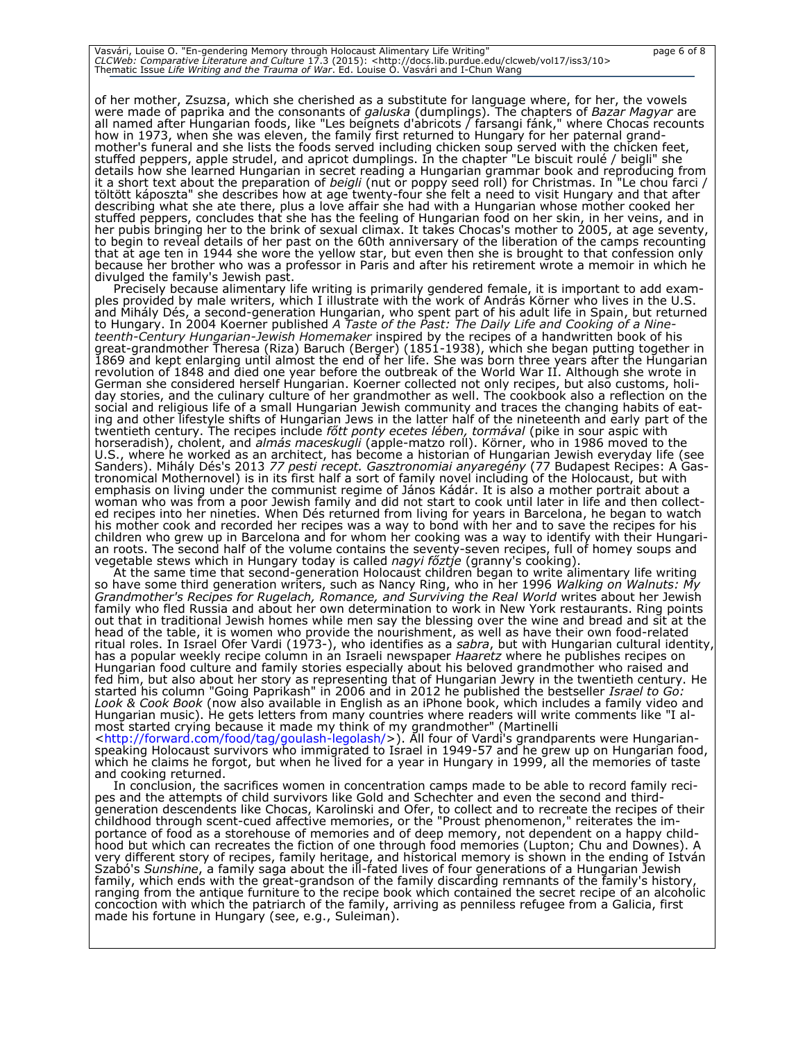of her mother, Zsuzsa, which she cherished as a substitute for language where, for her, the vowels were made of paprika and the consonants of *galuska* (dumplings). The chapters of *Bazar Magyar* are all named after Hungarian foods, like "Les beignets d'abricots / farsangi fánk," where Chocas recounts how in 1973, when she was eleven, the family first returned to Hungary for her paternal grandmother's funeral and she lists the foods served including chicken soup served with the chicken feet, stuffed peppers, apple strudel, and apricot dumplings. In the chapter "Le biscuit roulé / beigli" she details how she learned Hungarian in secret reading a Hungarian grammar book and reproducing from it a short text about the preparation of *beigli* (nut or poppy seed roll) for Christmas. In "Le chou farci / töltött káposzta" she describes how at age twenty-four she felt a need to visit Hungary and that after describing what she ate there, plus a love affair she had with a Hungarian whose mother cooked her stuffed peppers, concludes that she has the feeling of Hungarian food on her skin, in her veins, and in her pubis bringing her to the brink of sexual climax. It takes Chocas's mother to 2005, at age seventy, to begin to reveal details of her past on the 60th anniversary of the liberation of the camps recounting that at age ten in 1944 she wore the yellow star, but even then she is brought to that confession only because her brother who was a professor in Paris and after his retirement wrote a memoir in which he divulged the family's Jewish past.

Precisely because alimentary life writing is primarily gendered female, it is important to add examples provided by male writers, which I illustrate with the work of András Körner who lives in the U.S. and Mihály Dés, a second-generation Hungarian, who spent part of his adult life in Spain, but returned to Hungary. In 2004 Koerner published *A Taste of the Past: The Daily Life and Cooking of a Nineteenth-Century Hungarian-Jewish Homemaker* inspired by the recipes of a handwritten book of his great-grandmother Theresa (Riza) Baruch (Berger) (1851-1938), which she began putting together in 1869 and kept enlarging until almost the end of her life. She was born three years after the Hungarian revolution of 1848 and died one year before the outbreak of the World War II. Although she wrote in German she considered herself Hungarian. Koerner collected not only recipes, but also customs, holiday stories, and the culinary culture of her grandmother as well. The cookbook also a reflection on the social and religious life of a small Hungarian Jewish community and traces the changing habits of eating and other lifestyle shifts of Hungarian Jews in the latter half of the nineteenth and early part of the twentieth century. The recipes include *főtt ponty ecetes lében, tormával* (pike in sour aspic with horseradish), cholent, and *almás maceskugli* (apple-matzo roll). Körner, who in 1986 moved to the U.S., where he worked as an architect, has become a historian of Hungarian Jewish everyday life (see Sanders). Mihály Dés's 2013 *77 pesti recept. Gasztronomiai anyaregény* (77 Budapest Recipes: A Gastronomical Mothernovel) is in its first half a sort of family novel including of the Holocaust, but with emphasis on living under the communist regime of János Kádár. It is also a mother portrait about a woman who was from a poor Jewish family and did not start to cook until later in life and then collected recipes into her nineties. When Dés returned from living for years in Barcelona, he began to watch his mother cook and recorded her recipes was a way to bond with her and to save the recipes for his children who grew up in Barcelona and for whom her cooking was a way to identify with their Hungarian roots. The second half of the volume contains the seventy-seven recipes, full of homey soups and vegetable stews which in Hungary today is called *nagyi főztje* (granny's cooking).

At the same time that second-generation Holocaust children began to write alimentary life writing so have some third generation writers, such as Nancy Ring, who in her 1996 *Walking on Walnuts: My Grandmother's Recipes for Rugelach, Romance, and Surviving the Real World* writes about her Jewish family who fled Russia and about her own determination to work in New York restaurants. Ring points out that in traditional Jewish homes while men say the blessing over the wine and bread and sit at the head of the table, it is women who provide the nourishment, as well as have their own food-related ritual roles. In Israel Ofer Vardi (1973-), who identifies as a *sabra*, but with Hungarian cultural identity, has a popular weekly recipe column in an Israeli newspaper *Haaretz* where he publishes recipes on Hungarian food culture and family stories especially about his beloved grandmother who raised and fed him, but also about her story as representing that of Hungarian Jewry in the twentieth century. He started his column "Going Paprikash" in 2006 and in 2012 he published the bestseller *Israel to Go: Look & Cook Book* (now also available in English as an iPhone book, which includes a family video and Hungarian music). He gets letters from many countries where readers will write comments like "I almost started crying because it made my think of my grandmother" (Martinelli <http://forward.com/food/tag/goulash-legolash/>). All four of Vardi's grandparents were Hungarian-speaking Holocaust survivors who immigrated to Israel in 1949-57 and he grew up on Hungarian food, which he claims he forgot, but when he lived for a year in Hungary in 1999, all the memories of taste and cooking returned.

In conclusion, the sacrifices women in concentration camps made to be able to record family recipes and the attempts of child survivors like Gold and Schechter and even the second and third-generation descendents like Chocas, Karolinski and Ofer, to collect and to recreate the recipes of their childhood through scent-cued affective memories, or the "Proust phenomenon," reiterates the importance of food as a storehouse of memories and of deep memory, not dependent on a happy childhood but which can recreates the fiction of one through food memories (Lupton; Chu and Downes). A very different story of recipes, family heritage, and historical memory is shown in the ending of István Szabó's *Sunshine*, a family saga about the ill-fated lives of four generations of a Hungarian Jewish family, which ends with the great-grandson of the family discarding remnants of the family's history, ranging from the antique furniture to the recipe book which contained the secret recipe of an alcoholic concoction with which the patriarch of the family, arriving as penniless refugee from a Galicia, first made his fortune in Hungary (see, e.g., Suleiman).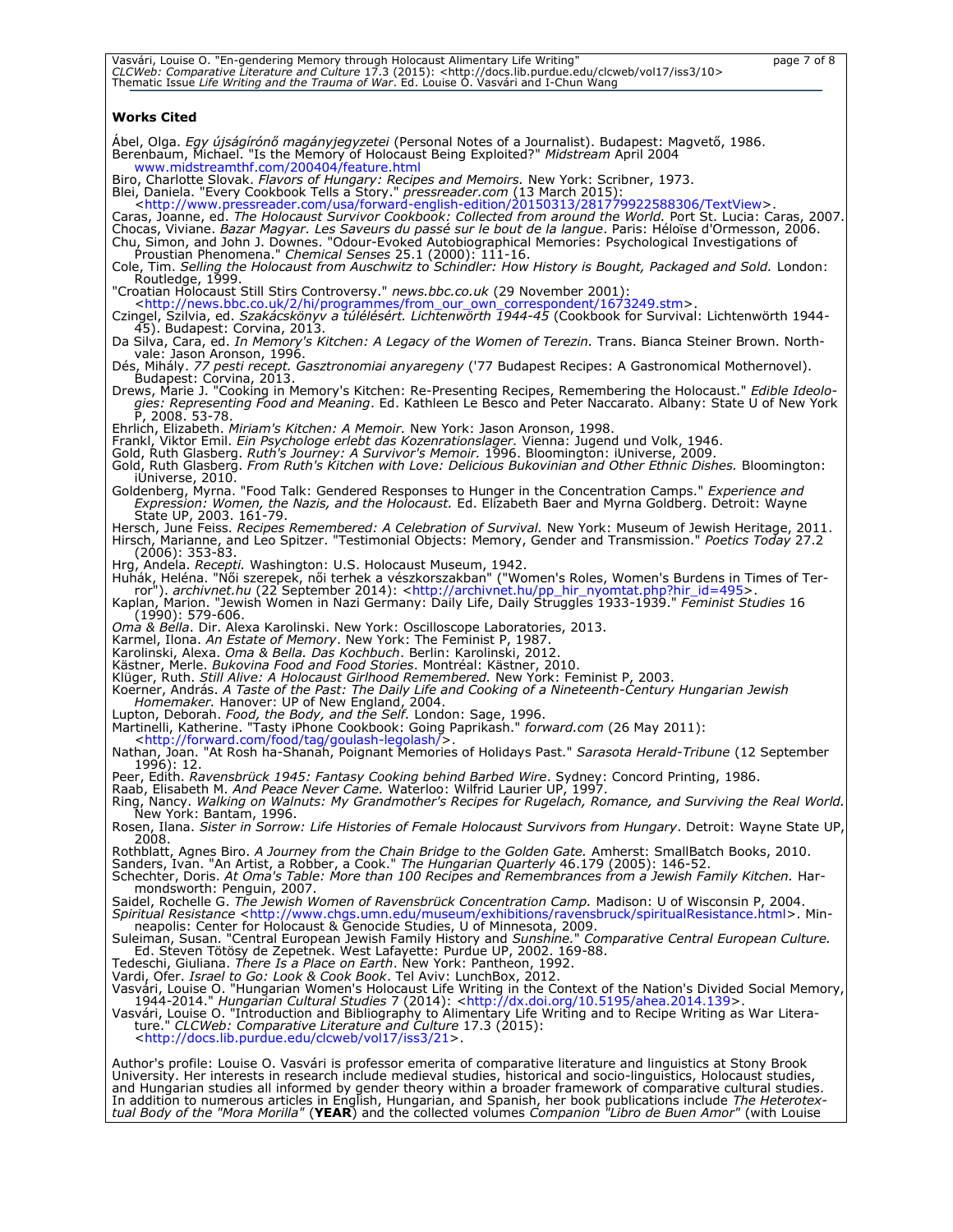**Works Cited**

Ábel, Olga. *Egy újságírónő magányjegyzetei* (Personal Notes of a Journalist). Budapest: Magvető, 1986.

Berenbaum, Michael. "Is the Memory of Holocaust Being Exploited?" *Midstream* April 2004 www.midstreamthf.com/200404/feature.html

Biro, Charlotte Slovak. *Flavors of Hungary: Recipes and Memoirs.* New York: Scribner, 1973.

Blei, Daniela. "Every Cookbook Tells a Story." *pressreader.com* (13 March 2015): <http://www.pressreader.com/usa/forward-english-edition/20150313/281779922588306/TextView>.

Caras, Joanne, ed. *The Holocaust Survivor Cookbook: Collected from around the World.* Port St. Lucia: Caras, 2007.

Chocas, Viviane. *Bazar Magyar. Les Saveurs du passé sur le bout de la langue*. Paris: Héloïse d'Ormesson, 2006.

Chu, Simon, and John J. Downes. "Odour-Evoked Autobiographical Memories: Psychological Investigations of Proustian Phenomena." *Chemical Senses* 25.1 (2000): 111-16.

Cole, Tim. *Selling the Holocaust from Auschwitz to Schindler: How History is Bought, Packaged and Sold.* London: Routledge, 1999.

"Croatian Holocaust Still Stirs Controversy." *news.bbc.co.uk* (29 November 2001): <http://news.bbc.co.uk/2/hi/programmes/from_our_own_correspondent/1673249.stm>.

Czingel, Szilvia, ed. *Szakácskönyv a túlélésért. Lichtenwörth 1944-45* (Cookbook for Survival: Lichtenwörth 1944-45). Budapest: Corvina, 2013.

Da Silva, Cara, ed. *In Memory's Kitchen: A Legacy of the Women of Terezin.* Trans. Bianca Steiner Brown. Northvale: Jason Aronson, 1996.

Dés, Mihály. *77 pesti recept. Gasztronomiai anyaregeny* ('77 Budapest Recipes: A Gastronomical Mothernovel). Budapest: Corvina, 2013.

Drews, Marie J. "Cooking in Memory's Kitchen: Re-Presenting Recipes, Remembering the Holocaust." *Edible Ideologies: Representing Food and Meaning*. Ed. Kathleen Le Besco and Peter Naccarato. Albany: State U of New York P, 2008. 53-78.

Ehrlich, Elizabeth. *Miriam's Kitchen: A Memoir.* New York: Jason Aronson, 1998.

Frankl, Viktor Emil. *Ein Psychologe erlebt das Kozenrationslager.* Vienna: Jugend und Volk, 1946.

Gold, Ruth Glasberg. *Ruth's Journey: A Survivor's Memoir.* 1996. Bloomington: iUniverse, 2009.

Gold, Ruth Glasberg. *From Ruth's Kitchen with Love: Delicious Bukovinian and Other Ethnic Dishes.* Bloomington: iUniverse, 2010.

Goldenberg, Myrna. "Food Talk: Gendered Responses to Hunger in the Concentration Camps." *Experience and Expression: Women, the Nazis, and the Holocaust.* Ed. Elizabeth Baer and Myrna Goldberg. Detroit: Wayne State UP, 2003. 161-79.

Hersch, June Feiss. *Recipes Remembered: A Celebration of Survival.* New York: Museum of Jewish Heritage, 2011.

Hirsch, Marianne, and Leo Spitzer. "Testimonial Objects: Memory, Gender and Transmission." *Poetics Today* 27.2 (2006): 353-83.

Hrg, Anđela. *Recepti.* Washington: U.S. Holocaust Museum, 1942.

Huhák, Heléna. "Női szerepek, női terhek a vészkorszakban" ("Women's Roles, Women's Burdens in Times of Terror"). *archivnet.hu* (22 September 2014): <http://archivnet.hu/pp_hir_nyomtat.php?hir_id=495>.

Kaplan, Marion. "Jewish Women in Nazi Germany: Daily Life, Daily Struggles 1933-1939." *Feminist Studies* 16 (1990): 579-606.

*Oma & Bella*. Dir. Alexa Karolinski. New York: Oscilloscope Laboratories, 2013.

Karmel, Ilona. *An Estate of Memory*. New York: The Feminist P, 1987.

Karolinski, Alexa. *Oma & Bella. Das Kochbuch*. Berlin: Karolinski, 2012.

Kästner, Merle. *Bukovina Food and Food Stories*. Montréal: Kästner, 2010.

Klüger, Ruth. *Still Alive: A Holocaust Girlhood Remembered.* New York: Feminist P, 2003.

Koerner, András. *A Taste of the Past: The Daily Life and Cooking of a Nineteenth-Century Hungarian Jewish Homemaker.* Hanover: UP of New England, 2004.

Lupton, Deborah. *Food, the Body, and the Self.* London: Sage, 1996.

Martinelli, Katherine. "Tasty iPhone Cookbook: Going Paprikash." *forward.com* (26 May 2011): <http://forward.com/food/tag/goulash-legolash/>.

Nathan, Joan. "At Rosh ha-Shanah, Poignant Memories of Holidays Past." *Sarasota Herald-Tribune* (12 September 1996): 12.

Peer, Edith. *Ravensbrück 1945: Fantasy Cooking behind Barbed Wire*. Sydney: Concord Printing, 1986.

Raab, Elisabeth M. *And Peace Never Came.* Waterloo: Wilfrid Laurier UP, 1997.

Ring, Nancy. *Walking on Walnuts: My Grandmother's Recipes for Rugelach, Romance, and Surviving the Real World.* New York: Bantam, 1996.

Rosen, Ilana. *Sister in Sorrow: Life Histories of Female Holocaust Survivors from Hungary*. Detroit: Wayne State UP, 2008.

Rothblatt, Agnes Biro. *A Journey from the Chain Bridge to the Golden Gate.* Amherst: SmallBatch Books, 2010.

Sanders, Ivan. "An Artist, a Robber, a Cook." *The Hungarian Quarterly* 46.179 (2005): 146-52.

Schechter, Doris. *At Oma's Table: More than 100 Recipes and Remembrances from a Jewish Family Kitchen.* Harmondsworth: Penguin, 2007.

Saidel, Rochelle G. *The Jewish Women of Ravensbrück Concentration Camp.* Madison: U of Wisconsin P, 2004.

*Spiritual Resistance* <http://www.chgs.umn.edu/museum/exhibitions/ravensbruck/spiritualResistance.html>. Minneapolis: Center for Holocaust & Genocide Studies, U of Minnesota, 2009.

Suleiman, Susan. "Central European Jewish Family History and *Sunshine.*" *Comparative Central European Culture.* Ed. Steven Tötösy de Zepetnek. West Lafayette: Purdue UP, 2002. 169-88.

Tedeschi, Giuliana. *There Is a Place on Earth*. New York: Pantheon, 1992.

Vardi, Ofer. *Israel to Go: Look & Cook Book*. Tel Aviv: LunchBox, 2012.

Vasvári, Louise O. "Hungarian Women's Holocaust Life Writing in the Context of the Nation's Divided Social Memory, 1944-2014." *Hungarian Cultural Studies* 7 (2014): <http://dx.doi.org/10.5195/ahea.2014.139>.

Vasvári, Louise O. "Introduction and Bibliography to Alimentary Life Writing and to Recipe Writing as War Literature." *CLCWeb: Comparative Literature and Culture* 17.3 (2015): <http://docs.lib.purdue.edu/clcweb/vol17/iss3/21>.

Author's profile: Louise O. Vasvári is professor emerita of comparative literature and linguistics at Stony Brook University. Her interests in research include medieval studies, historical and socio-linguistics, Holocaust studies, and Hungarian studies all informed by gender theory within a broader framework of comparative cultural studies. In addition to numerous articles in English, Hungarian, and Spanish, her book publications include *The Heterotextual Body of the "Mora Morilla"* (**YEAR**) and the collected volumes *Companion "Libro de Buen Amor"* (with Louise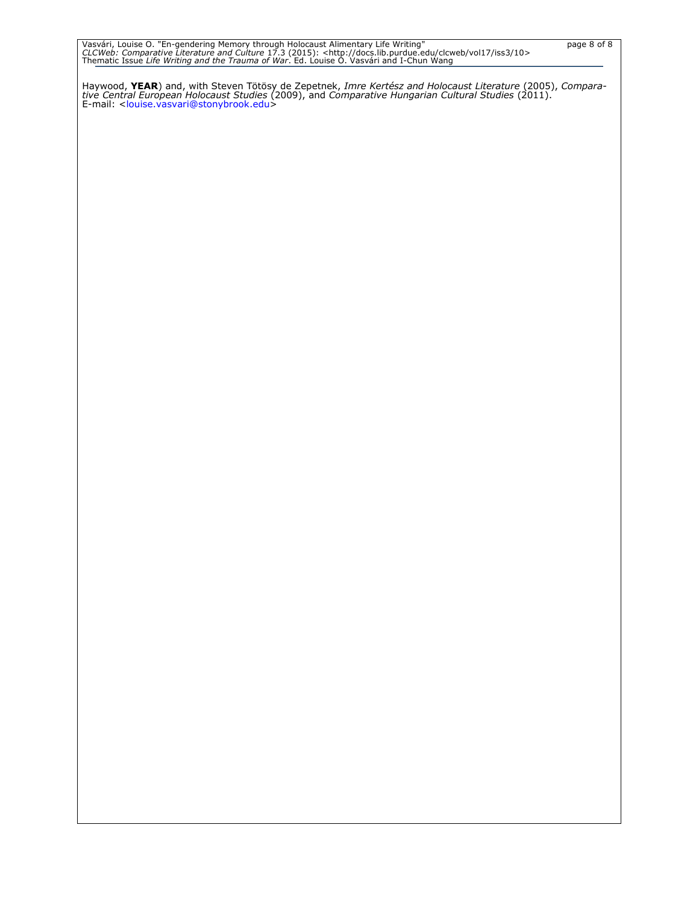Haywood, **YEAR**) and, with Steven Tötösy de Zepetnek, *Imre Kertész and Holocaust Literature* (2005), *Comparative Central European Holocaust Studies* (2009), and *Comparative Hungarian Cultural Studies* (2011).
E-mail: <louise.vasvari@stonybrook.edu>